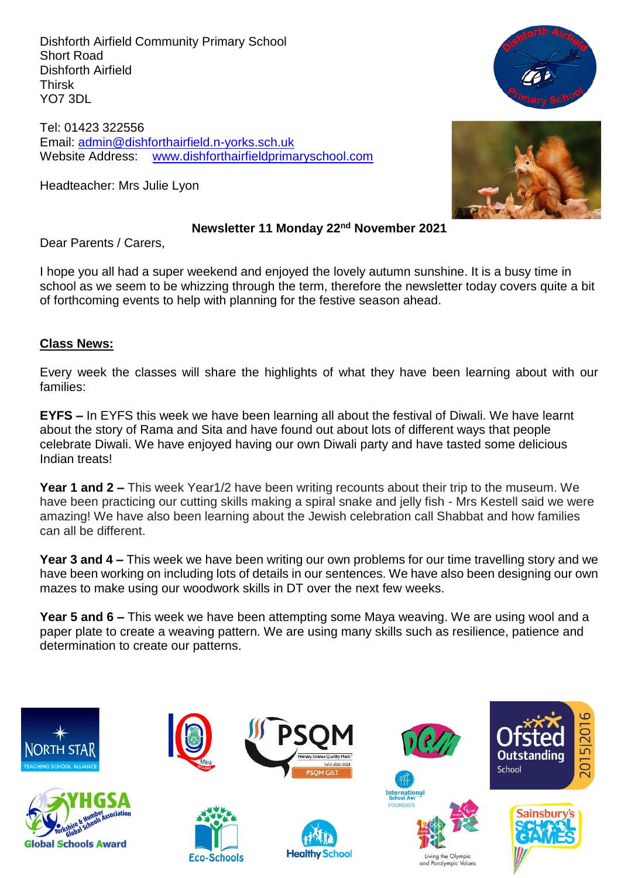Dishforth Airfield Community Primary School
Short Road
Dishforth Airfield
Thirsk
YO7 3DL

Tel: 01423 322556
Email: admin@dishforthairfield.n-yorks.sch.uk
Website Address: www.dishforthairfieldprimaryschool.com

Headteacher: Mrs Julie Lyon

**Newsletter 11 Monday 22nd November 2021**

Dear Parents / Carers,

I hope you all had a super weekend and enjoyed the lovely autumn sunshine. It is a busy time in school as we seem to be whizzing through the term, therefore the newsletter today covers quite a bit of forthcoming events to help with planning for the festive season ahead.

## Class News:

Every week the classes will share the highlights of what they have been learning about with our families:

**EYFS –** In EYFS this week we have been learning all about the festival of Diwali. We have learnt about the story of Rama and Sita and have found out about lots of different ways that people celebrate Diwali. We have enjoyed having our own Diwali party and have tasted some delicious Indian treats!

**Year 1 and 2 –** This week Year1/2 have been writing recounts about their trip to the museum. We have been practicing our cutting skills making a spiral snake and jelly fish - Mrs Kestell said we were amazing! We have also been learning about the Jewish celebration call Shabbat and how families can all be different.

**Year 3 and 4 –** This week we have been writing our own problems for our time travelling story and we have been working on including lots of details in our sentences. We have also been designing our own mazes to make using our woodwork skills in DT over the next few weeks.

**Year 5 and 6 –** This week we have been attempting some Maya weaving. We are using wool and a paper plate to create a weaving pattern. We are using many skills such as resilience, patience and determination to create our patterns.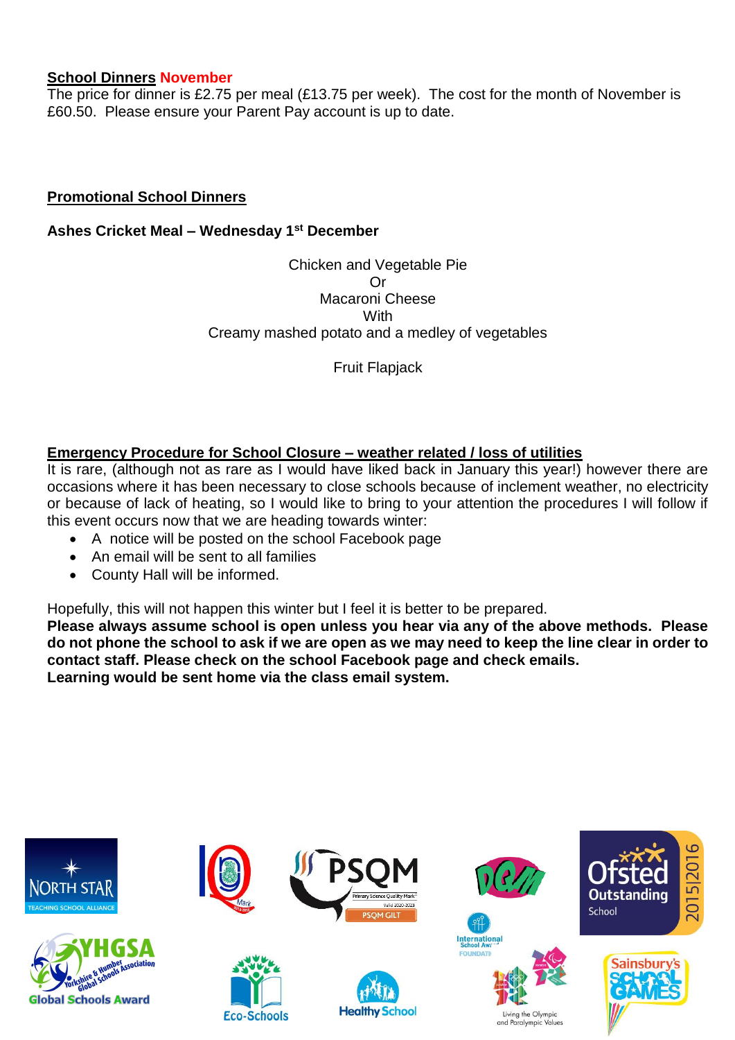**School Dinners** November

The price for dinner is £2.75 per meal (£13.75 per week). The cost for the month of November is £60.50. Please ensure your Parent Pay account is up to date.

**Promotional School Dinners**

**Ashes Cricket Meal – Wednesday 1st December**

Chicken and Vegetable Pie
Or
Macaroni Cheese
With
Creamy mashed potato and a medley of vegetables

Fruit Flapjack

**Emergency Procedure for School Closure – weather related / loss of utilities**

It is rare, (although not as rare as I would have liked back in January this year!) however there are occasions where it has been necessary to close schools because of inclement weather, no electricity or because of lack of heating, so I would like to bring to your attention the procedures I will follow if this event occurs now that we are heading towards winter:

- A notice will be posted on the school Facebook page
- An email will be sent to all families
- County Hall will be informed.

Hopefully, this will not happen this winter but I feel it is better to be prepared.

**Please always assume school is open unless you hear via any of the above methods. Please do not phone the school to ask if we are open as we may need to keep the line clear in order to contact staff. Please check on the school Facebook page and check emails.**

**Learning would be sent home via the class email system.**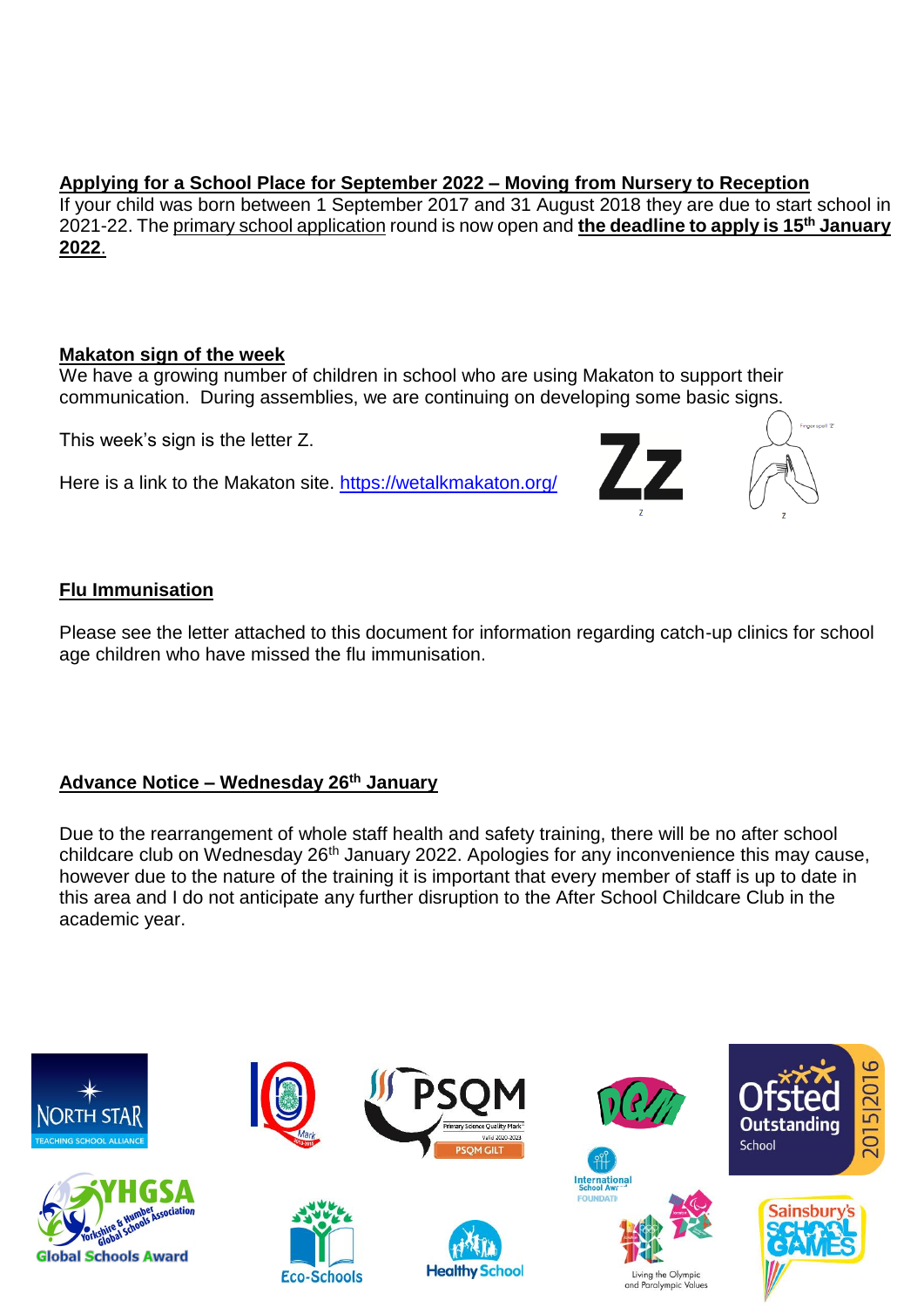## Applying for a School Place for September 2022 – Moving from Nursery to Reception

If your child was born between 1 September 2017 and 31 August 2018 they are due to start school in 2021-22. The primary school application round is now open and **the deadline to apply is 15th January 2022**.

## Makaton sign of the week

We have a growing number of children in school who are using Makaton to support their communication. During assemblies, we are continuing on developing some basic signs.

This week's sign is the letter Z.

Here is a link to the Makaton site. https://wetalkmakaton.org/

## Flu Immunisation

Please see the letter attached to this document for information regarding catch-up clinics for school age children who have missed the flu immunisation.

## Advance Notice – Wednesday 26th January

Due to the rearrangement of whole staff health and safety training, there will be no after school childcare club on Wednesday 26th January 2022. Apologies for any inconvenience this may cause, however due to the nature of the training it is important that every member of staff is up to date in this area and I do not anticipate any further disruption to the After School Childcare Club in the academic year.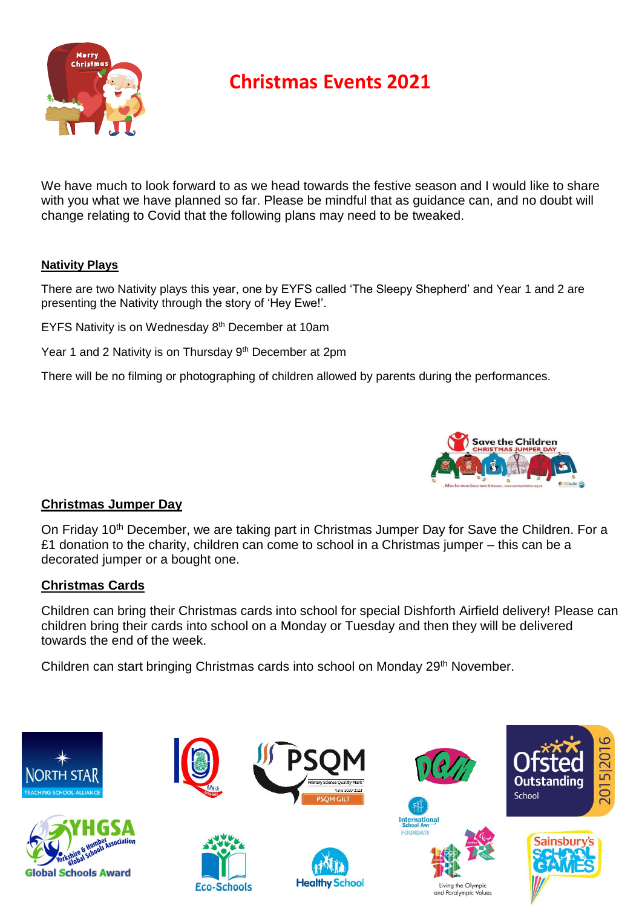# Christmas Events 2021

We have much to look forward to as we head towards the festive season and I would like to share with you what we have planned so far. Please be mindful that as guidance can, and no doubt will change relating to Covid that the following plans may need to be tweaked.

## Nativity Plays

There are two Nativity plays this year, one by EYFS called 'The Sleepy Shepherd' and Year 1 and 2 are presenting the Nativity through the story of 'Hey Ewe!'.

EYFS Nativity is on Wednesday 8th December at 10am

Year 1 and 2 Nativity is on Thursday 9th December at 2pm

There will be no filming or photographing of children allowed by parents during the performances.

## Christmas Jumper Day

On Friday 10th December, we are taking part in Christmas Jumper Day for Save the Children. For a £1 donation to the charity, children can come to school in a Christmas jumper – this can be a decorated jumper or a bought one.

## Christmas Cards

Children can bring their Christmas cards into school for special Dishforth Airfield delivery! Please can children bring their cards into school on a Monday or Tuesday and then they will be delivered towards the end of the week.

Children can start bringing Christmas cards into school on Monday 29th November.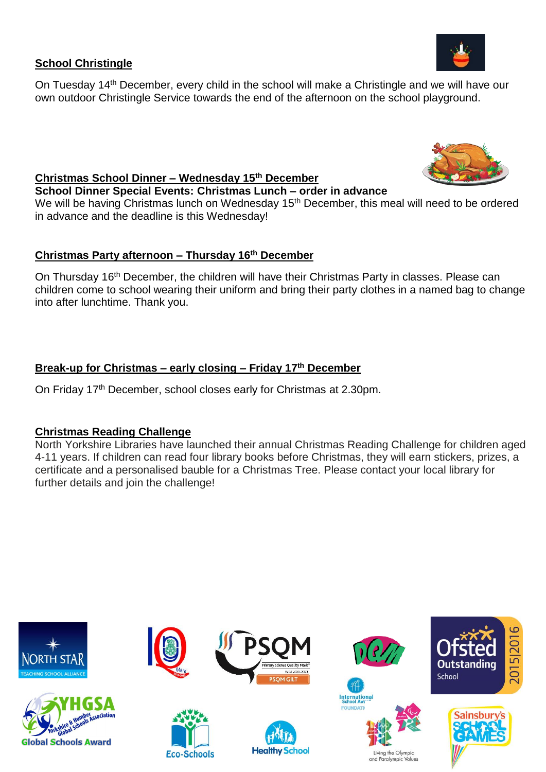## School Christingle

On Tuesday 14th December, every child in the school will make a Christingle and we will have our own outdoor Christingle Service towards the end of the afternoon on the school playground.

## Christmas School Dinner – Wednesday 15th December

**School Dinner Special Events: Christmas Lunch – order in advance**

We will be having Christmas lunch on Wednesday 15th December, this meal will need to be ordered in advance and the deadline is this Wednesday!

## Christmas Party afternoon – Thursday 16th December

On Thursday 16th December, the children will have their Christmas Party in classes. Please can children come to school wearing their uniform and bring their party clothes in a named bag to change into after lunchtime. Thank you.

## Break-up for Christmas – early closing – Friday 17th December

On Friday 17th December, school closes early for Christmas at 2.30pm.

## Christmas Reading Challenge

North Yorkshire Libraries have launched their annual Christmas Reading Challenge for children aged 4-11 years. If children can read four library books before Christmas, they will earn stickers, prizes, a certificate and a personalised bauble for a Christmas Tree. Please contact your local library for further details and join the challenge!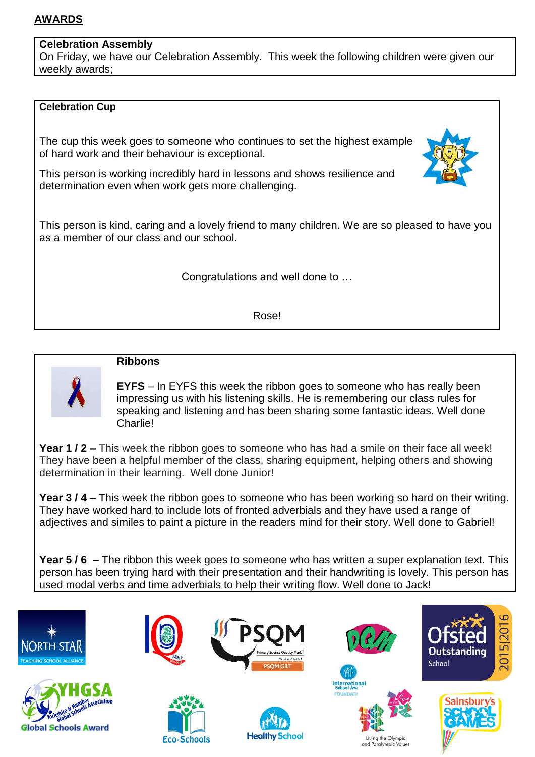## AWARDS

**Celebration Assembly**
On Friday, we have our Celebration Assembly. This week the following children were given our weekly awards;

**Celebration Cup**

The cup this week goes to someone who continues to set the highest example of hard work and their behaviour is exceptional.

This person is working incredibly hard in lessons and shows resilience and determination even when work gets more challenging.

This person is kind, caring and a lovely friend to many children. We are so pleased to have you as a member of our class and our school.

Congratulations and well done to …

Rose!

**Ribbons**

**EYFS** – In EYFS this week the ribbon goes to someone who has really been impressing us with his listening skills. He is remembering our class rules for speaking and listening and has been sharing some fantastic ideas. Well done Charlie!

**Year 1 / 2 –** This week the ribbon goes to someone who has had a smile on their face all week! They have been a helpful member of the class, sharing equipment, helping others and showing determination in their learning. Well done Junior!

**Year 3 / 4** – This week the ribbon goes to someone who has been working so hard on their writing. They have worked hard to include lots of fronted adverbials and they have used a range of adjectives and similes to paint a picture in the readers mind for their story. Well done to Gabriel!

**Year 5 / 6** – The ribbon this week goes to someone who has written a super explanation text. This person has been trying hard with their presentation and their handwriting is lovely. This person has used modal verbs and time adverbials to help their writing flow. Well done to Jack!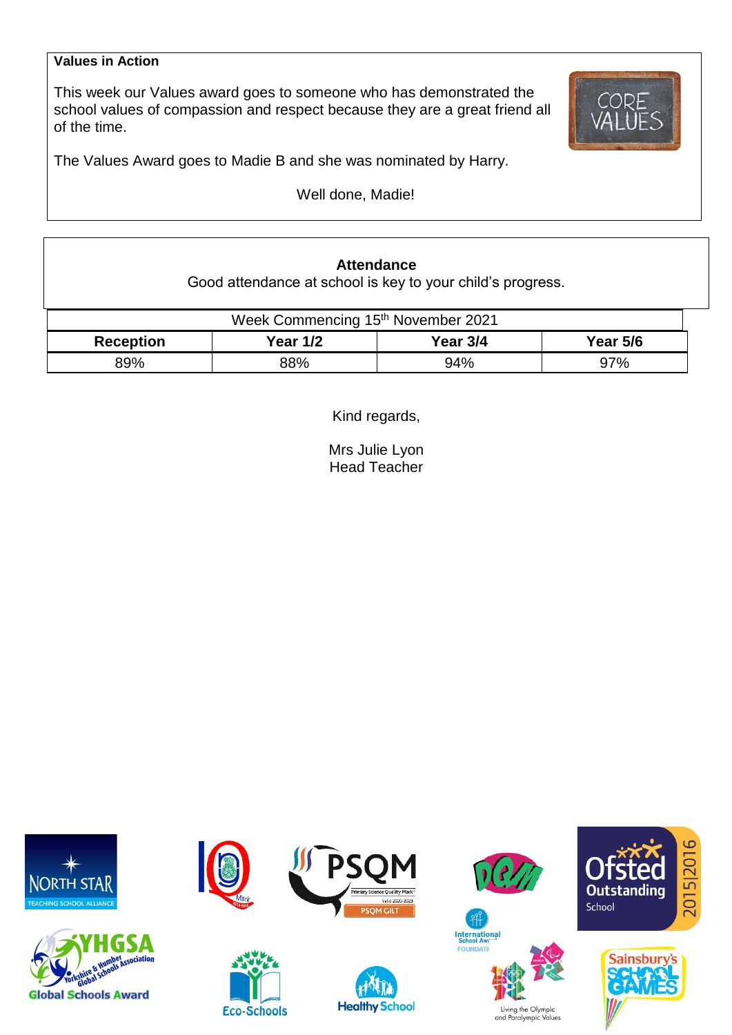**Values in Action**

This week our Values award goes to someone who has demonstrated the school values of compassion and respect because they are a great friend all of the time.

The Values Award goes to Madie B and she was nominated by Harry.

Well done, Madie!

**Attendance**

Good attendance at school is key to your child's progress.

| Week Commencing 15th November 2021 | | | |
|---|---|---|---|
| **Reception** | **Year 1/2** | **Year 3/4** | **Year 5/6** |
| 89% | 88% | 94% | 97% |

Kind regards,

Mrs Julie Lyon
Head Teacher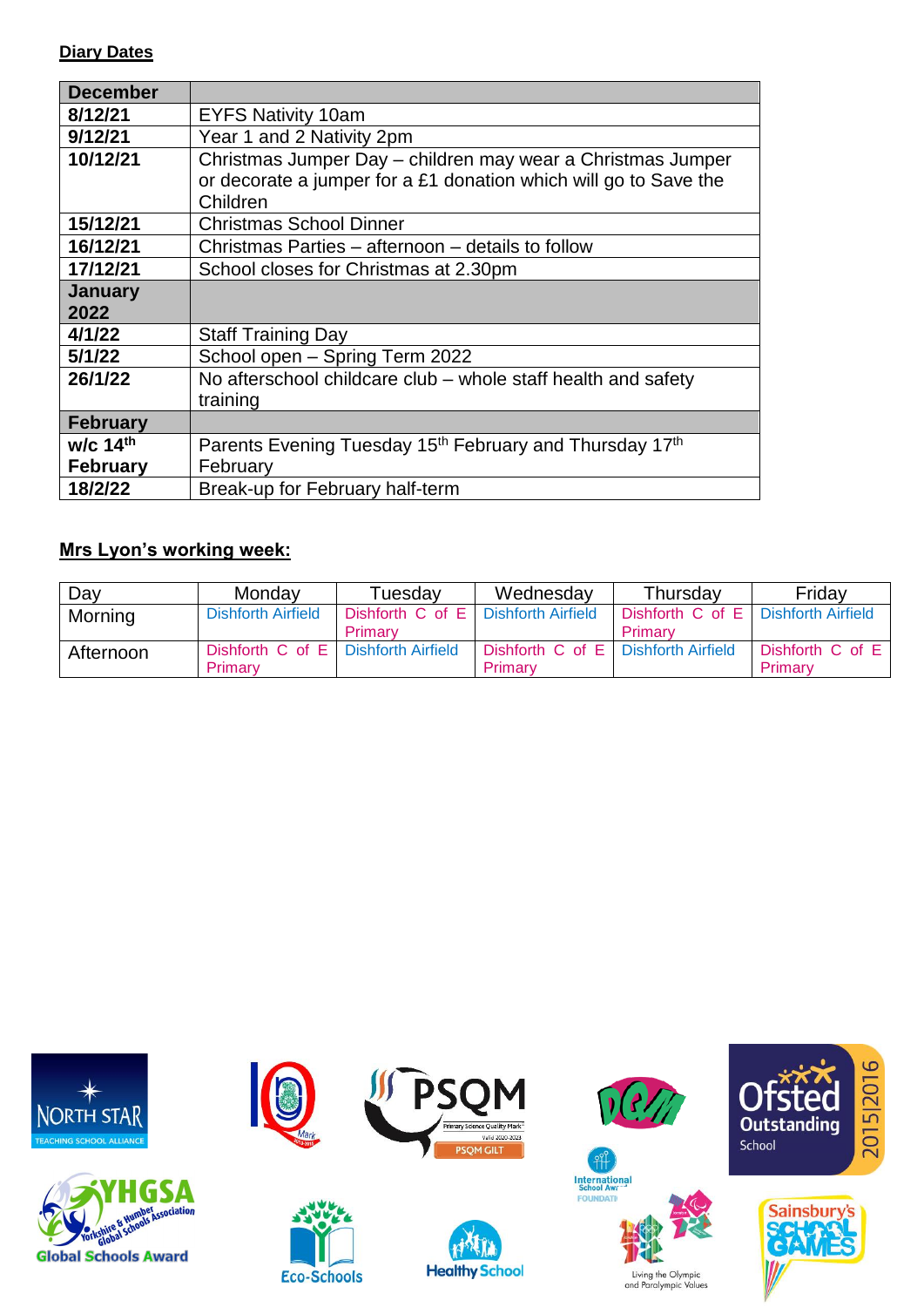**Diary Dates**

| December | |
|---|---|
| 8/12/21 | EYFS Nativity 10am |
| 9/12/21 | Year 1 and 2 Nativity 2pm |
| 10/12/21 | Christmas Jumper Day – children may wear a Christmas Jumper or decorate a jumper for a £1 donation which will go to Save the Children |
| 15/12/21 | Christmas School Dinner |
| 16/12/21 | Christmas Parties – afternoon – details to follow |
| 17/12/21 | School closes for Christmas at 2.30pm |
| January 2022 | |
| 4/1/22 | Staff Training Day |
| 5/1/22 | School open – Spring Term 2022 |
| 26/1/22 | No afterschool childcare club – whole staff health and safety training |
| February | |
| w/c 14th February | Parents Evening Tuesday 15th February and Thursday 17th February |
| 18/2/22 | Break-up for February half-term |

**Mrs Lyon's working week:**

| Day | Monday | Tuesday | Wednesday | Thursday | Friday |
|---|---|---|---|---|---|
| Morning | Dishforth Airfield | Dishforth C of E Primary | Dishforth Airfield | Dishforth C of E Primary | Dishforth Airfield |
| Afternoon | Dishforth C of E Primary | Dishforth Airfield | Dishforth C of E Primary | Dishforth Airfield | Dishforth C of E Primary |